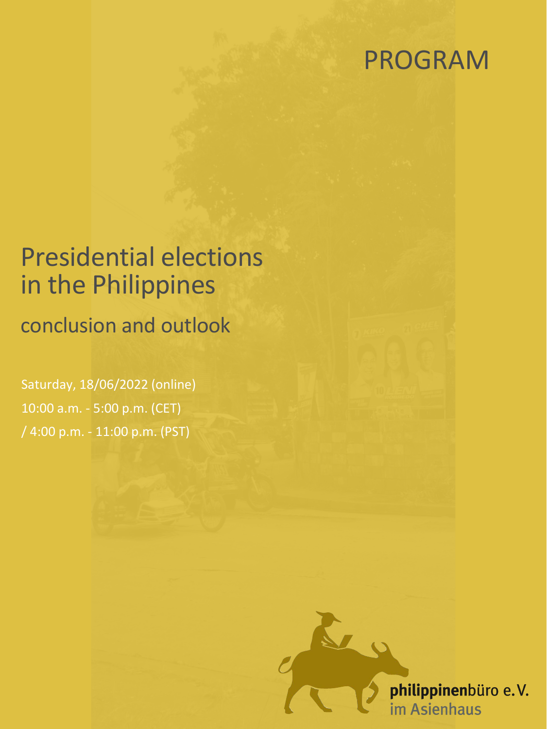PROGRAM

# Presidential elections in the Philippines

## conclusion and outlook

Saturday, 18/06/2022 (online)

10:00 a.m. - 5:00 p.m. (CET)

/ 4:00 p.m. - 11:00 p.m. (PST)

**philippinen**büro e.V.
im Asienhaus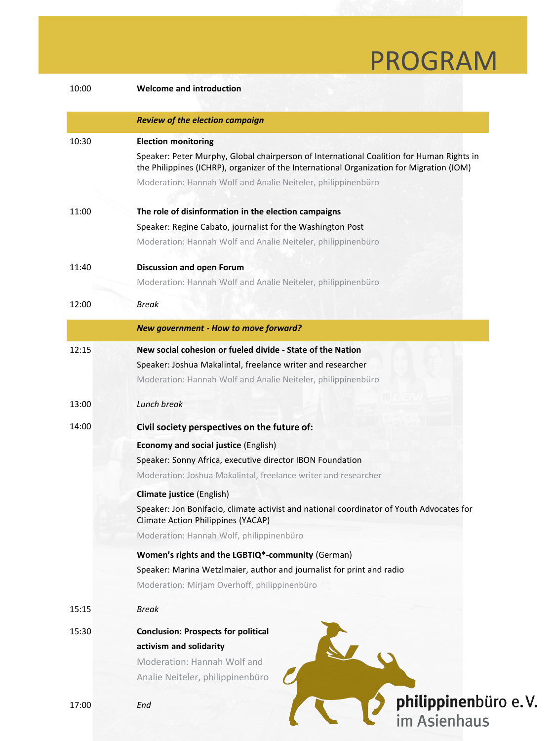# PROGRAM

**10:00** **Welcome and introduction**

***Review of the election campaign***

**10:30** **Election monitoring**

Speaker: Peter Murphy, Global chairperson of International Coalition for Human Rights in the Philippines (ICHRP), organizer of the International Organization for Migration (IOM)

Moderation: Hannah Wolf and Analie Neiteler, philippinenbüro

**11:00** **The role of disinformation in the election campaigns**

Speaker: Regine Cabato, journalist for the Washington Post

Moderation: Hannah Wolf and Analie Neiteler, philippinenbüro

**11:40** **Discussion and open Forum**

Moderation: Hannah Wolf and Analie Neiteler, philippinenbüro

**12:00** *Break*

***New government - How to move forward?***

**12:15** **New social cohesion or fueled divide - State of the Nation**

Speaker: Joshua Makalintal, freelance writer and researcher

Moderation: Hannah Wolf and Analie Neiteler, philippinenbüro

**13:00** *Lunch break*

**14:00** **Civil society perspectives on the future of:**

**Economy and social justice** (English)

Speaker: Sonny Africa, executive director IBON Foundation

Moderation: Joshua Makalintal, freelance writer and researcher

**Climate justice** (English)

Speaker: Jon Bonifacio, climate activist and national coordinator of Youth Advocates for Climate Action Philippines (YACAP)

Moderation: Hannah Wolf, philippinenbüro

**Women's rights and the LGBTIQ*-community** (German)

Speaker: Marina Wetzlmaier, author and journalist for print and radio

Moderation: Mirjam Overhoff, philippinenbüro

**15:15** *Break*

**15:30** **Conclusion: Prospects for political activism and solidarity**

Moderation: Hannah Wolf and Analie Neiteler, philippinenbüro

**17:00** *End*

**philippinenbüro e.V.**
im Asienhaus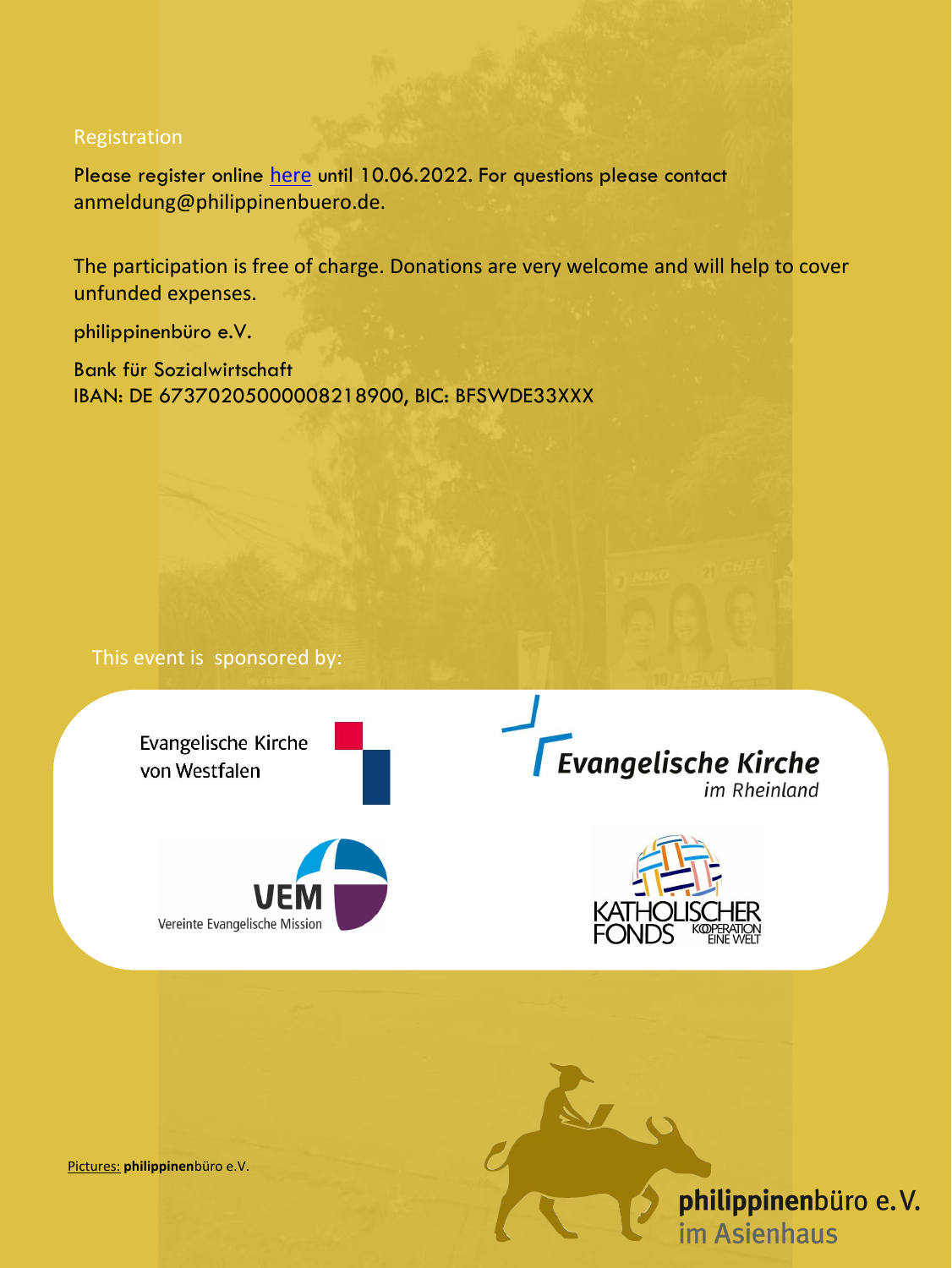## Registration

Please register online here until 10.06.2022. For questions please contact anmeldung@philippinenbuero.de.

The participation is free of charge. Donations are very welcome and will help to cover unfunded expenses.

philippinenbüro e.V.

Bank für Sozialwirtschaft
IBAN: DE 67370205000008218900, BIC: BFSWDE33XXX

This event is sponsored by:

Evangelische Kirche von Westfalen

Evangelische Kirche im Rheinland

VEM Vereinte Evangelische Mission

KATHOLISCHER FONDS KOOPERATION EINE WELT

Pictures: **philippinen**büro e.V.

**philippinen**büro e.V.
im Asienhaus